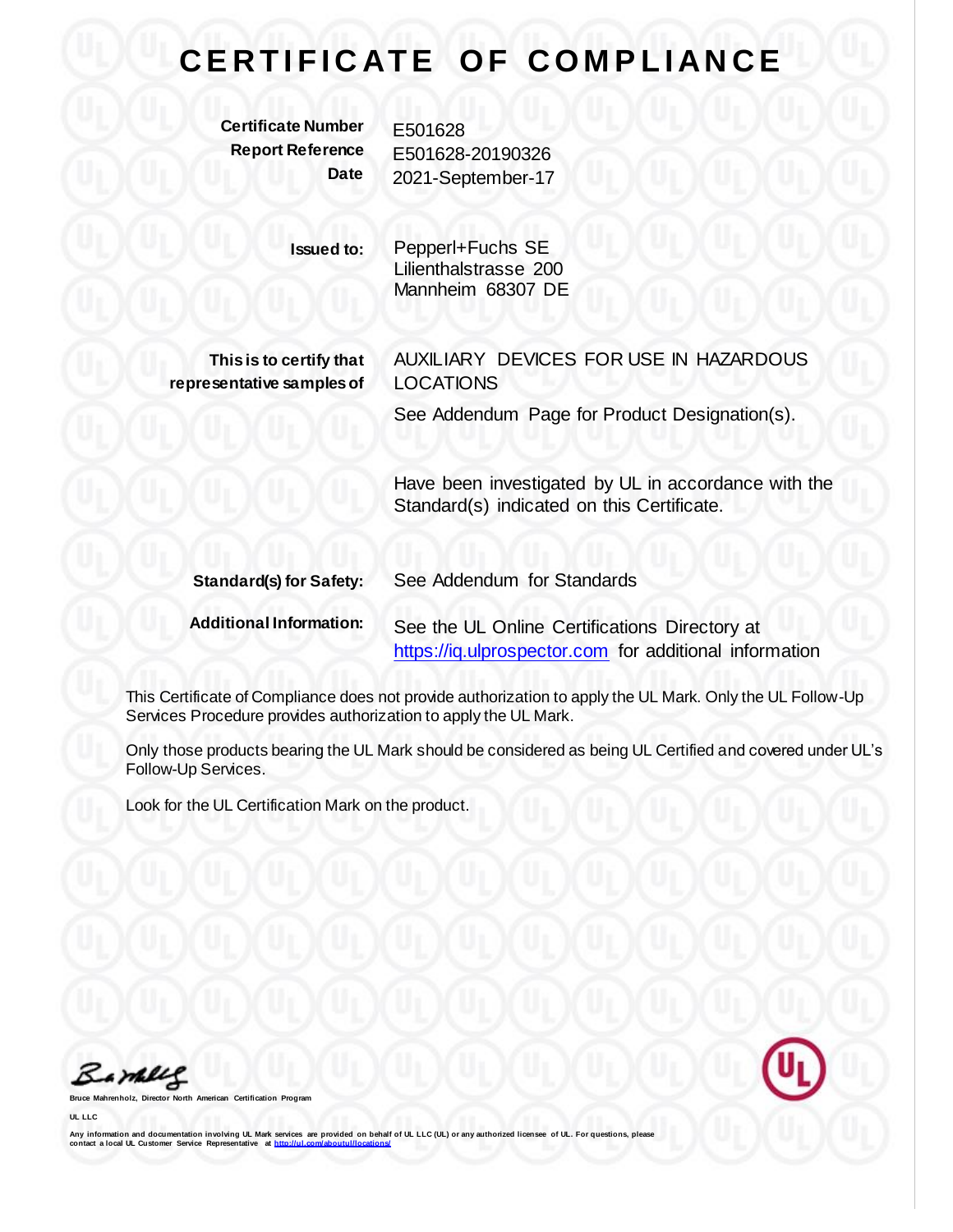# CERTIFICATE OF COMPLIANCE

**Certificate Number** E501628
**Report Reference** E501628-20190326
**Date** 2021-September-17

**Issued to:** Pepperl+Fuchs SE
Lilienthalstrasse 200
Mannheim 68307 DE

**This is to certify that representative samples of** AUXILIARY DEVICES FOR USE IN HAZARDOUS LOCATIONS

See Addendum Page for Product Designation(s).

Have been investigated by UL in accordance with the Standard(s) indicated on this Certificate.

**Standard(s) for Safety:** See Addendum for Standards

**Additional Information:** See the UL Online Certifications Directory at https://iq.ulprospector.com for additional information

This Certificate of Compliance does not provide authorization to apply the UL Mark. Only the UL Follow-Up Services Procedure provides authorization to apply the UL Mark.

Only those products bearing the UL Mark should be considered as being UL Certified and covered under UL's Follow-Up Services.

Look for the UL Certification Mark on the product.

Bruce Mahrenholz, Director North American Certification Program

UL LLC

Any information and documentation involving UL Mark services are provided on behalf of UL LLC (UL) or any authorized licensee of UL. For questions, please contact a local UL Customer Service Representative at http://ul.com/aboutul/locations/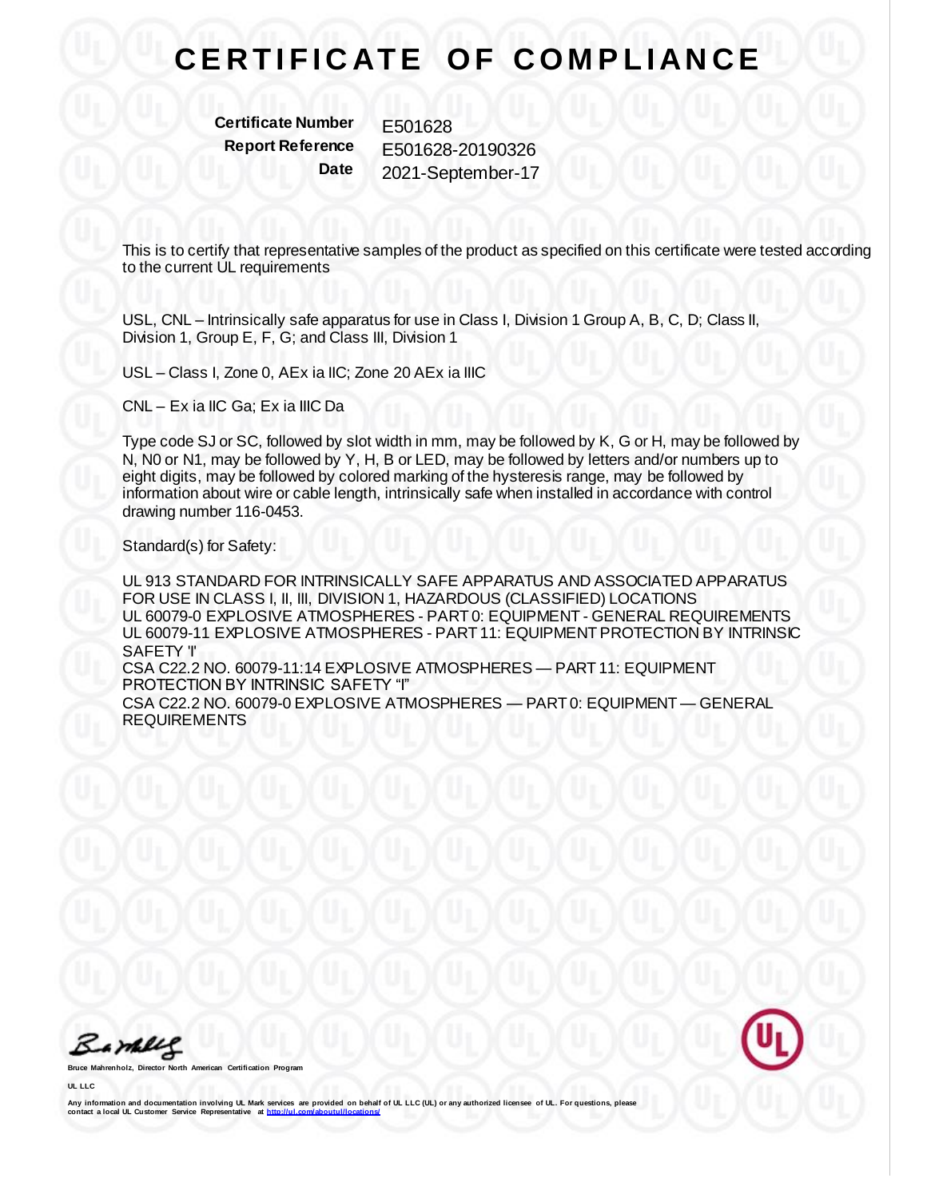# CERTIFICATE OF COMPLIANCE

**Certificate Number** E501628
**Report Reference** E501628-20190326
**Date** 2021-September-17

This is to certify that representative samples of the product as specified on this certificate were tested according to the current UL requirements

USL, CNL – Intrinsically safe apparatus for use in Class I, Division 1 Group A, B, C, D; Class II, Division 1, Group E, F, G; and Class III, Division 1

USL – Class I, Zone 0, AEx ia IIC; Zone 20 AEx ia IIIC

CNL – Ex ia IIC Ga; Ex ia IIIC Da

Type code SJ or SC, followed by slot width in mm, may be followed by K, G or H, may be followed by N, N0 or N1, may be followed by Y, H, B or LED, may be followed by letters and/or numbers up to eight digits, may be followed by colored marking of the hysteresis range, may be followed by information about wire or cable length, intrinsically safe when installed in accordance with control drawing number 116-0453.

Standard(s) for Safety:

UL 913 STANDARD FOR INTRINSICALLY SAFE APPARATUS AND ASSOCIATED APPARATUS FOR USE IN CLASS I, II, III, DIVISION 1, HAZARDOUS (CLASSIFIED) LOCATIONS
UL 60079-0 EXPLOSIVE ATMOSPHERES - PART 0: EQUIPMENT - GENERAL REQUIREMENTS
UL 60079-11 EXPLOSIVE ATMOSPHERES - PART 11: EQUIPMENT PROTECTION BY INTRINSIC SAFETY 'I'
CSA C22.2 NO. 60079-11:14 EXPLOSIVE ATMOSPHERES — PART 11: EQUIPMENT PROTECTION BY INTRINSIC SAFETY "I"
CSA C22.2 NO. 60079-0 EXPLOSIVE ATMOSPHERES — PART 0: EQUIPMENT — GENERAL REQUIREMENTS

Bruce Mahrenholz, Director North American Certification Program

UL LLC

Any information and documentation involving UL Mark services are provided on behalf of UL LLC (UL) or any authorized licensee of UL. For questions, please contact a local UL Customer Service Representative at http://ul.com/aboutul/locations/